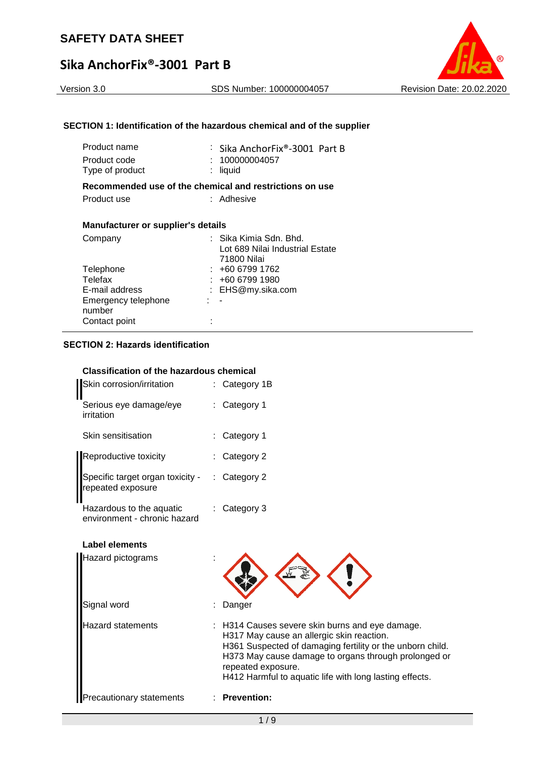# SAFETY DATA SHEET

## Sika AnchorFix®-3001 Part B

Version 3.0 | SDS Number: 100000004057 | Revision Date: 20.02.2020

### SECTION 1: Identification of the hazardous chemical and of the supplier

| | |
|---|---|
| Product name | : Sika AnchorFix®-3001 Part B |
| Product code | : 100000004057 |
| Type of product | : liquid |

**Recommended use of the chemical and restrictions on use**

| | |
|---|---|
| Product use | : Adhesive |

**Manufacturer or supplier's details**

| | |
|---|---|
| Company | : Sika Kimia Sdn. Bhd.<br>Lot 689 Nilai Industrial Estate<br>71800 Nilai |
| Telephone | : +60 6799 1762 |
| Telefax | : +60 6799 1980 |
| E-mail address | : EHS@my.sika.com |
| Emergency telephone number | : - |
| Contact point | : |

### SECTION 2: Hazards identification

**Classification of the hazardous chemical**

| | |
|---|---|
| Skin corrosion/irritation | : Category 1B |
| Serious eye damage/eye irritation | : Category 1 |
| Skin sensitisation | : Category 1 |
| Reproductive toxicity | : Category 2 |
| Specific target organ toxicity - repeated exposure | : Category 2 |
| Hazardous to the aquatic environment - chronic hazard | : Category 3 |

**Label elements**

Hazard pictograms :

Signal word : Danger

Hazard statements :
H314 Causes severe skin burns and eye damage.
H317 May cause an allergic skin reaction.
H361 Suspected of damaging fertility or the unborn child.
H373 May cause damage to organs through prolonged or repeated exposure.
H412 Harmful to aquatic life with long lasting effects.

Precautionary statements : **Prevention:**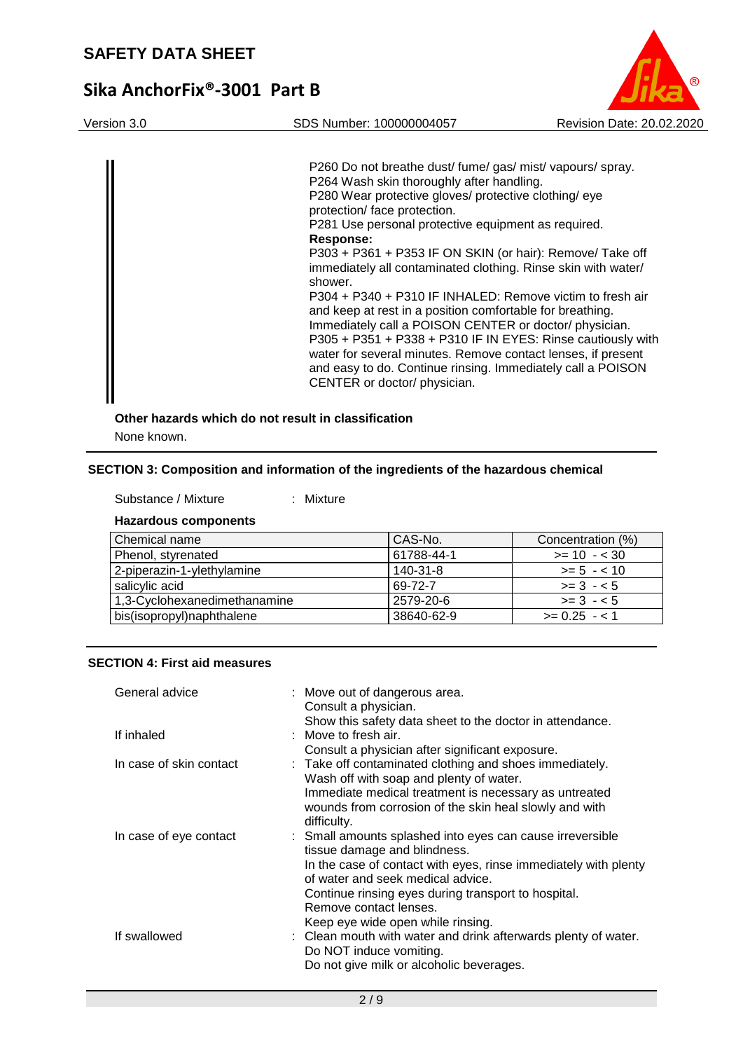P260 Do not breathe dust/ fume/ gas/ mist/ vapours/ spray.
P264 Wash skin thoroughly after handling.
P280 Wear protective gloves/ protective clothing/ eye protection/ face protection.
P281 Use personal protective equipment as required.

**Response:**

P303 + P361 + P353 IF ON SKIN (or hair): Remove/ Take off immediately all contaminated clothing. Rinse skin with water/ shower.
P304 + P340 + P310 IF INHALED: Remove victim to fresh air and keep at rest in a position comfortable for breathing. Immediately call a POISON CENTER or doctor/ physician.
P305 + P351 + P338 + P310 IF IN EYES: Rinse cautiously with water for several minutes. Remove contact lenses, if present and easy to do. Continue rinsing. Immediately call a POISON CENTER or doctor/ physician.

**Other hazards which do not result in classification**

None known.

## SECTION 3: Composition and information of the ingredients of the hazardous chemical

Substance / Mixture : Mixture

**Hazardous components**

| Chemical name | CAS-No. | Concentration (%) |
|---|---|---|
| Phenol, styrenated | 61788-44-1 | >= 10 - < 30 |
| 2-piperazin-1-ylethylamine | 140-31-8 | >= 5 - < 10 |
| salicylic acid | 69-72-7 | >= 3 - < 5 |
| 1,3-Cyclohexanedimethanamine | 2579-20-6 | >= 3 - < 5 |
| bis(isopropyl)naphthalene | 38640-62-9 | >= 0.25 - < 1 |

## SECTION 4: First aid measures

General advice : Move out of dangerous area.
Consult a physician.
Show this safety data sheet to the doctor in attendance.

If inhaled : Move to fresh air.
Consult a physician after significant exposure.

In case of skin contact : Take off contaminated clothing and shoes immediately.
Wash off with soap and plenty of water.
Immediate medical treatment is necessary as untreated wounds from corrosion of the skin heal slowly and with difficulty.

In case of eye contact : Small amounts splashed into eyes can cause irreversible tissue damage and blindness.
In the case of contact with eyes, rinse immediately with plenty of water and seek medical advice.
Continue rinsing eyes during transport to hospital.
Remove contact lenses.
Keep eye wide open while rinsing.

If swallowed : Clean mouth with water and drink afterwards plenty of water.
Do NOT induce vomiting.
Do not give milk or alcoholic beverages.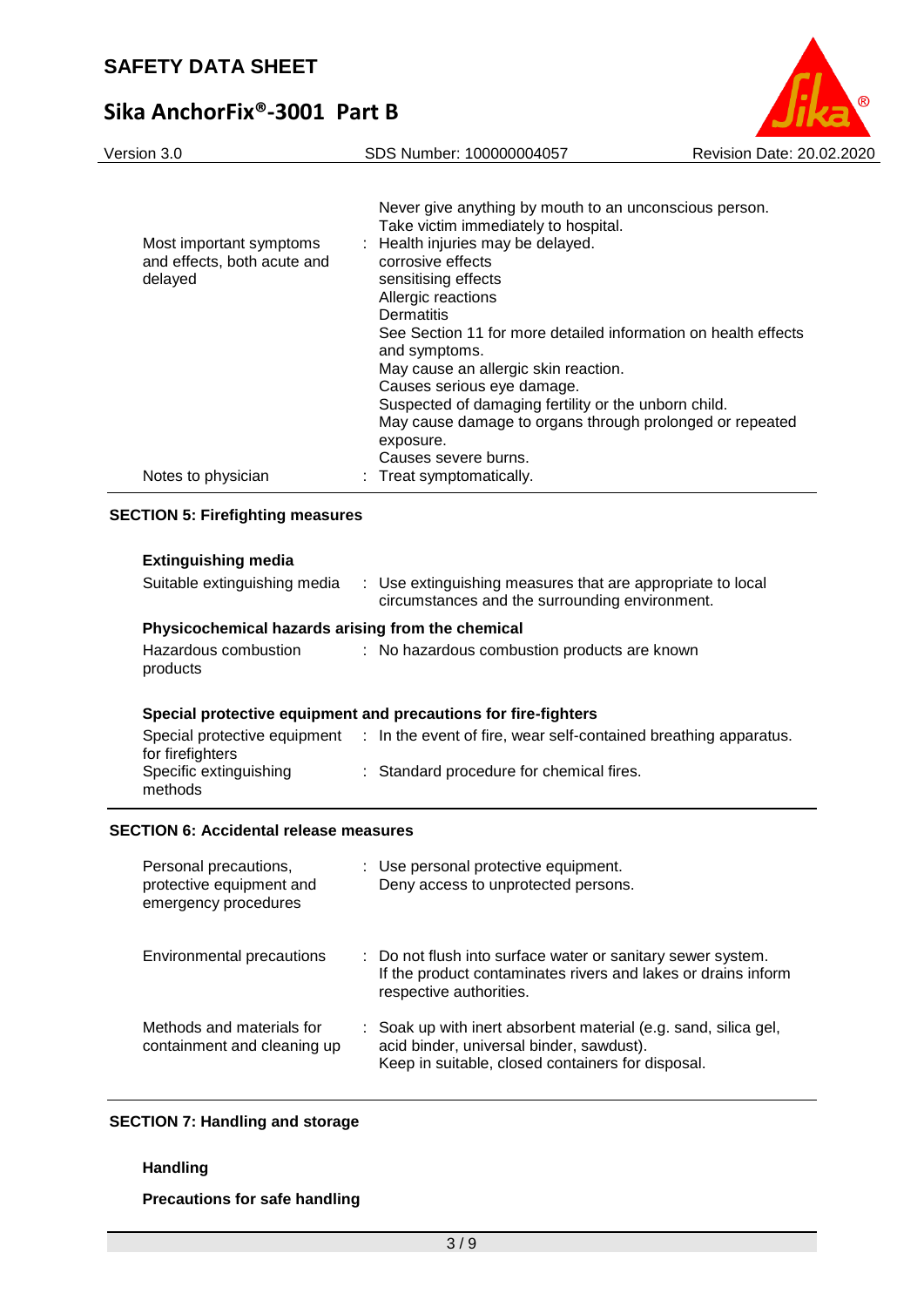| | | |
|---|---|---|
| | | Never give anything by mouth to an unconscious person. Take victim immediately to hospital. |
| Most important symptoms and effects, both acute and delayed | : | Health injuries may be delayed. corrosive effects sensitising effects Allergic reactions Dermatitis See Section 11 for more detailed information on health effects and symptoms. May cause an allergic skin reaction. Causes serious eye damage. Suspected of damaging fertility or the unborn child. May cause damage to organs through prolonged or repeated exposure. Causes severe burns. |
| Notes to physician | : | Treat symptomatically. |

## SECTION 5: Firefighting measures

### Extinguishing media

| | | |
|---|---|---|
| Suitable extinguishing media | : | Use extinguishing measures that are appropriate to local circumstances and the surrounding environment. |

### Physicochemical hazards arising from the chemical

| | | |
|---|---|---|
| Hazardous combustion products | : | No hazardous combustion products are known |

### Special protective equipment and precautions for fire-fighters

| | | |
|---|---|---|
| Special protective equipment for firefighters | : | In the event of fire, wear self-contained breathing apparatus. |
| Specific extinguishing methods | : | Standard procedure for chemical fires. |

## SECTION 6: Accidental release measures

| | | |
|---|---|---|
| Personal precautions, protective equipment and emergency procedures | : | Use personal protective equipment. Deny access to unprotected persons. |
| Environmental precautions | : | Do not flush into surface water or sanitary sewer system. If the product contaminates rivers and lakes or drains inform respective authorities. |
| Methods and materials for containment and cleaning up | : | Soak up with inert absorbent material (e.g. sand, silica gel, acid binder, universal binder, sawdust). Keep in suitable, closed containers for disposal. |

## SECTION 7: Handling and storage

### Handling

**Precautions for safe handling**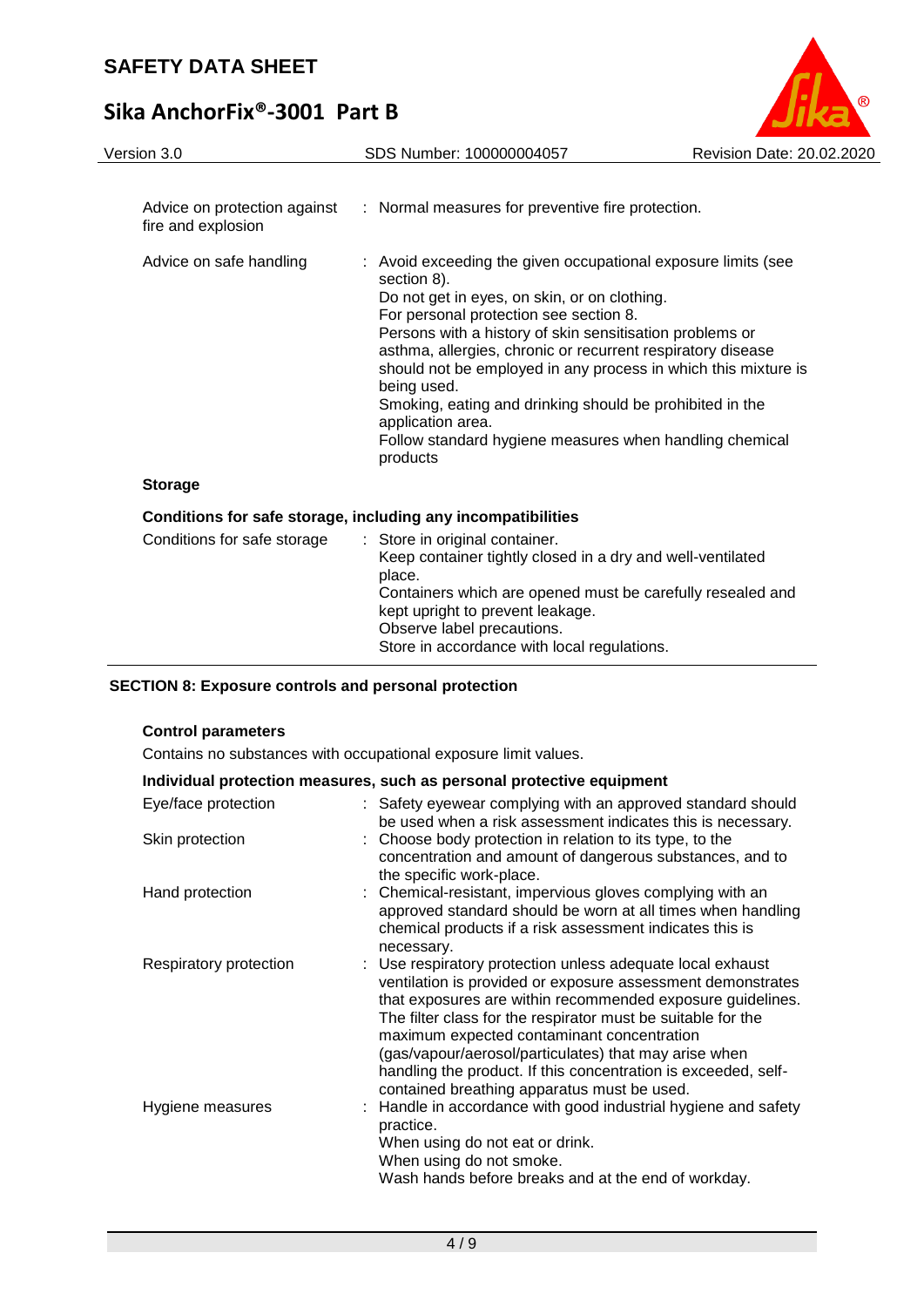| | |
|---|---|
| Advice on protection against fire and explosion | : Normal measures for preventive fire protection. |
| Advice on safe handling | : Avoid exceeding the given occupational exposure limits (see section 8).<br>Do not get in eyes, on skin, or on clothing.<br>For personal protection see section 8.<br>Persons with a history of skin sensitisation problems or asthma, allergies, chronic or recurrent respiratory disease should not be employed in any process in which this mixture is being used.<br>Smoking, eating and drinking should be prohibited in the application area.<br>Follow standard hygiene measures when handling chemical products |

**Storage**

**Conditions for safe storage, including any incompatibilities**

| | |
|---|---|
| Conditions for safe storage | : Store in original container.<br>Keep container tightly closed in a dry and well-ventilated place.<br>Containers which are opened must be carefully resealed and kept upright to prevent leakage.<br>Observe label precautions.<br>Store in accordance with local regulations. |

## SECTION 8: Exposure controls and personal protection

**Control parameters**

Contains no substances with occupational exposure limit values.

**Individual protection measures, such as personal protective equipment**

| | |
|---|---|
| Eye/face protection | : Safety eyewear complying with an approved standard should be used when a risk assessment indicates this is necessary. |
| Skin protection | : Choose body protection in relation to its type, to the concentration and amount of dangerous substances, and to the specific work-place. |
| Hand protection | : Chemical-resistant, impervious gloves complying with an approved standard should be worn at all times when handling chemical products if a risk assessment indicates this is necessary. |
| Respiratory protection | : Use respiratory protection unless adequate local exhaust ventilation is provided or exposure assessment demonstrates that exposures are within recommended exposure guidelines.<br>The filter class for the respirator must be suitable for the maximum expected contaminant concentration (gas/vapour/aerosol/particulates) that may arise when handling the product. If this concentration is exceeded, self-contained breathing apparatus must be used. |
| Hygiene measures | : Handle in accordance with good industrial hygiene and safety practice.<br>When using do not eat or drink.<br>When using do not smoke.<br>Wash hands before breaks and at the end of workday. |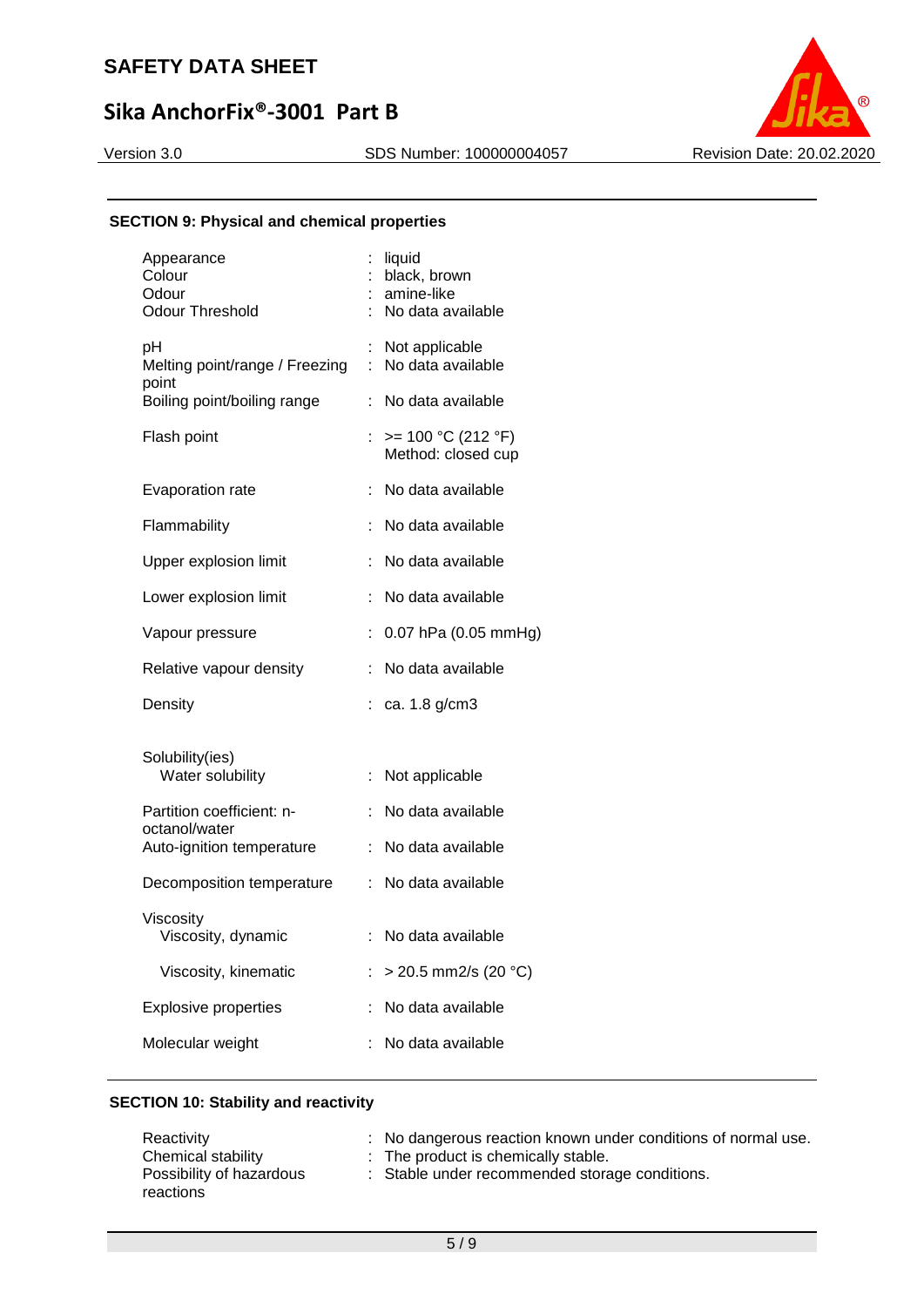## SECTION 9: Physical and chemical properties

| | |
|---|---|
| Appearance | : liquid |
| Colour | : black, brown |
| Odour | : amine-like |
| Odour Threshold | : No data available |
| pH | : Not applicable |
| Melting point/range / Freezing point | : No data available |
| Boiling point/boiling range | : No data available |
| Flash point | : >= 100 °C (212 °F)<br>Method: closed cup |
| Evaporation rate | : No data available |
| Flammability | : No data available |
| Upper explosion limit | : No data available |
| Lower explosion limit | : No data available |
| Vapour pressure | : 0.07 hPa (0.05 mmHg) |
| Relative vapour density | : No data available |
| Density | : ca. 1.8 g/cm3 |
| Solubility(ies)<br>Water solubility | : Not applicable |
| Partition coefficient: n-octanol/water | : No data available |
| Auto-ignition temperature | : No data available |
| Decomposition temperature | : No data available |
| Viscosity<br>Viscosity, dynamic | : No data available |
| Viscosity, kinematic | : > 20.5 mm2/s (20 °C) |
| Explosive properties | : No data available |
| Molecular weight | : No data available |

## SECTION 10: Stability and reactivity

| | |
|---|---|
| Reactivity | : No dangerous reaction known under conditions of normal use. |
| Chemical stability | : The product is chemically stable. |
| Possibility of hazardous reactions | : Stable under recommended storage conditions. |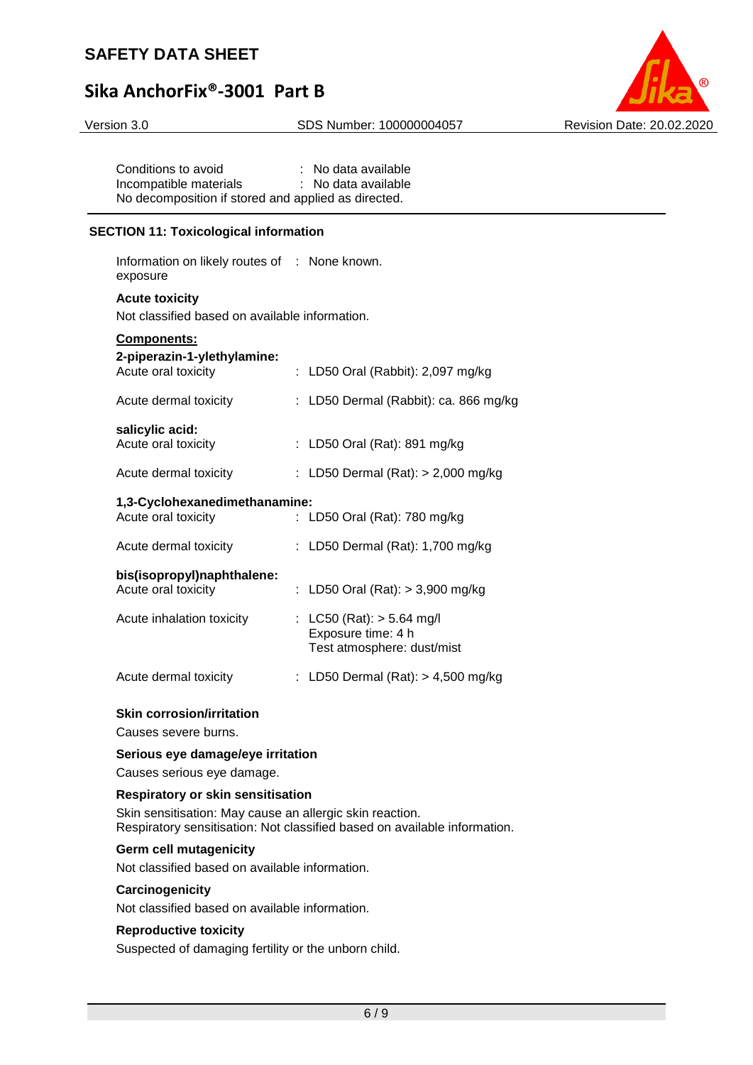Conditions to avoid : No data available

Incompatible materials : No data available

No decomposition if stored and applied as directed.

## SECTION 11: Toxicological information

Information on likely routes of exposure : None known.

**Acute toxicity**

Not classified based on available information.

**Components:**

**2-piperazin-1-ylethylamine:**

Acute oral toxicity : LD50 Oral (Rabbit): 2,097 mg/kg

Acute dermal toxicity : LD50 Dermal (Rabbit): ca. 866 mg/kg

**salicylic acid:**

Acute oral toxicity : LD50 Oral (Rat): 891 mg/kg

Acute dermal toxicity : LD50 Dermal (Rat): > 2,000 mg/kg

**1,3-Cyclohexanedimethanamine:**

Acute oral toxicity : LD50 Oral (Rat): 780 mg/kg

Acute dermal toxicity : LD50 Dermal (Rat): 1,700 mg/kg

**bis(isopropyl)naphthalene:**

Acute oral toxicity : LD50 Oral (Rat): > 3,900 mg/kg

Acute inhalation toxicity : LC50 (Rat): > 5.64 mg/l
Exposure time: 4 h
Test atmosphere: dust/mist

Acute dermal toxicity : LD50 Dermal (Rat): > 4,500 mg/kg

**Skin corrosion/irritation**

Causes severe burns.

**Serious eye damage/eye irritation**

Causes serious eye damage.

**Respiratory or skin sensitisation**

Skin sensitisation: May cause an allergic skin reaction.
Respiratory sensitisation: Not classified based on available information.

**Germ cell mutagenicity**

Not classified based on available information.

**Carcinogenicity**

Not classified based on available information.

**Reproductive toxicity**

Suspected of damaging fertility or the unborn child.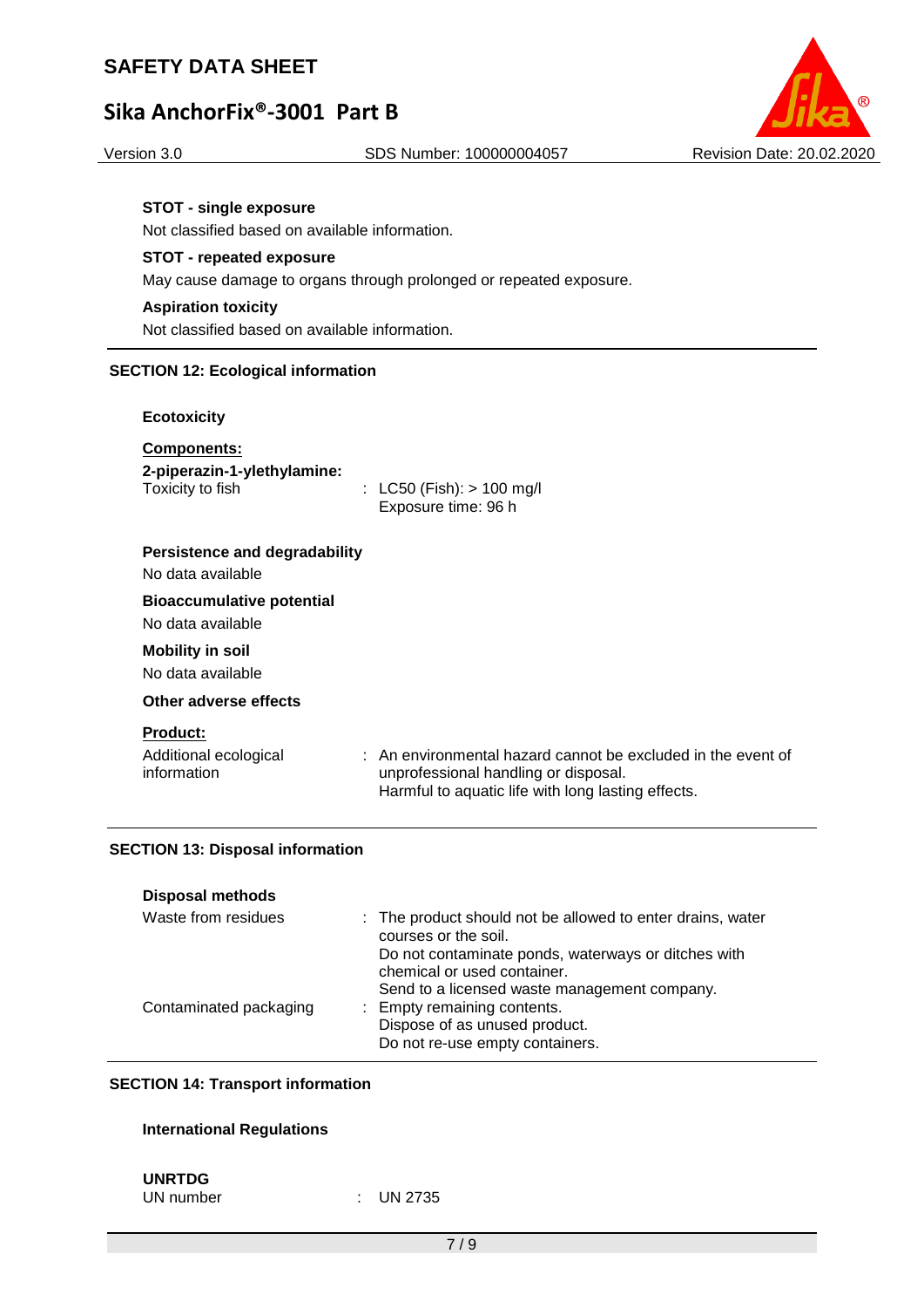**STOT - single exposure**

Not classified based on available information.

**STOT - repeated exposure**

May cause damage to organs through prolonged or repeated exposure.

**Aspiration toxicity**

Not classified based on available information.

## SECTION 12: Ecological information

**Ecotoxicity**

**Components:**

**2-piperazin-1-ylethylamine:**

Toxicity to fish : LC50 (Fish): > 100 mg/l
Exposure time: 96 h

**Persistence and degradability**

No data available

**Bioaccumulative potential**

No data available

**Mobility in soil**

No data available

**Other adverse effects**

**Product:**

Additional ecological information : An environmental hazard cannot be excluded in the event of unprofessional handling or disposal.
Harmful to aquatic life with long lasting effects.

## SECTION 13: Disposal information

**Disposal methods**

Waste from residues : The product should not be allowed to enter drains, water courses or the soil.
Do not contaminate ponds, waterways or ditches with chemical or used container.
Send to a licensed waste management company.

Contaminated packaging : Empty remaining contents.
Dispose of as unused product.
Do not re-use empty containers.

## SECTION 14: Transport information

**International Regulations**

**UNRTDG**

UN number : UN 2735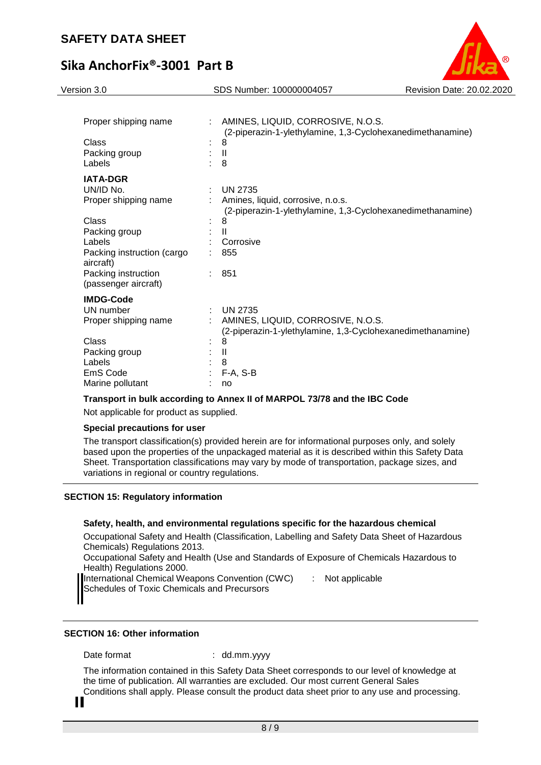| | | |
|---|---|---|
| Proper shipping name | : | AMINES, LIQUID, CORROSIVE, N.O.S. (2-piperazin-1-ylethylamine, 1,3-Cyclohexanedimethanamine) |
| Class | : | 8 |
| Packing group | : | II |
| Labels | : | 8 |

**IATA-DGR**

| | | |
|---|---|---|
| UN/ID No. | : | UN 2735 |
| Proper shipping name | : | Amines, liquid, corrosive, n.o.s. (2-piperazin-1-ylethylamine, 1,3-Cyclohexanedimethanamine) |
| Class | : | 8 |
| Packing group | : | II |
| Labels | : | Corrosive |
| Packing instruction (cargo aircraft) | : | 855 |
| Packing instruction (passenger aircraft) | : | 851 |

**IMDG-Code**

| | | |
|---|---|---|
| UN number | : | UN 2735 |
| Proper shipping name | : | AMINES, LIQUID, CORROSIVE, N.O.S. (2-piperazin-1-ylethylamine, 1,3-Cyclohexanedimethanamine) |
| Class | : | 8 |
| Packing group | : | II |
| Labels | : | 8 |
| EmS Code | : | F-A, S-B |
| Marine pollutant | : | no |

**Transport in bulk according to Annex II of MARPOL 73/78 and the IBC Code**

Not applicable for product as supplied.

**Special precautions for user**

The transport classification(s) provided herein are for informational purposes only, and solely based upon the properties of the unpackaged material as it is described within this Safety Data Sheet. Transportation classifications may vary by mode of transportation, package sizes, and variations in regional or country regulations.

## SECTION 15: Regulatory information

**Safety, health, and environmental regulations specific for the hazardous chemical**

Occupational Safety and Health (Classification, Labelling and Safety Data Sheet of Hazardous Chemicals) Regulations 2013.

Occupational Safety and Health (Use and Standards of Exposure of Chemicals Hazardous to Health) Regulations 2000.

International Chemical Weapons Convention (CWC) Schedules of Toxic Chemicals and Precursors : Not applicable

## SECTION 16: Other information

Date format : dd.mm.yyyy

The information contained in this Safety Data Sheet corresponds to our level of knowledge at the time of publication. All warranties are excluded. Our most current General Sales Conditions shall apply. Please consult the product data sheet prior to any use and processing.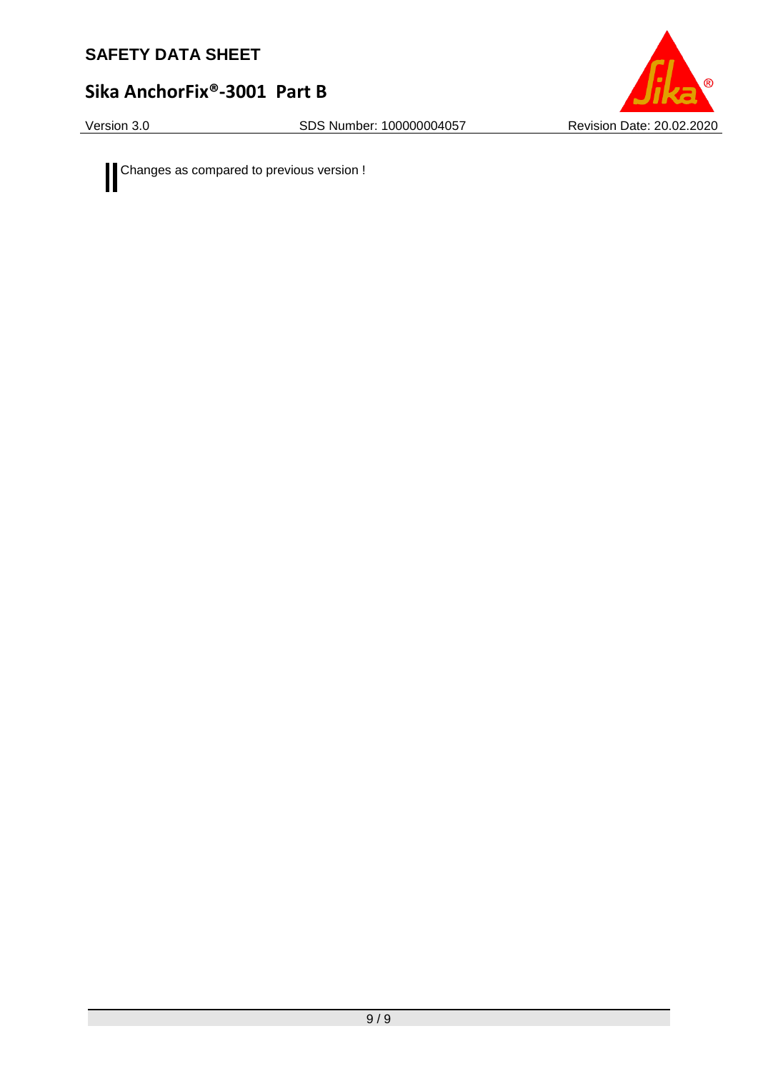Changes as compared to previous version !